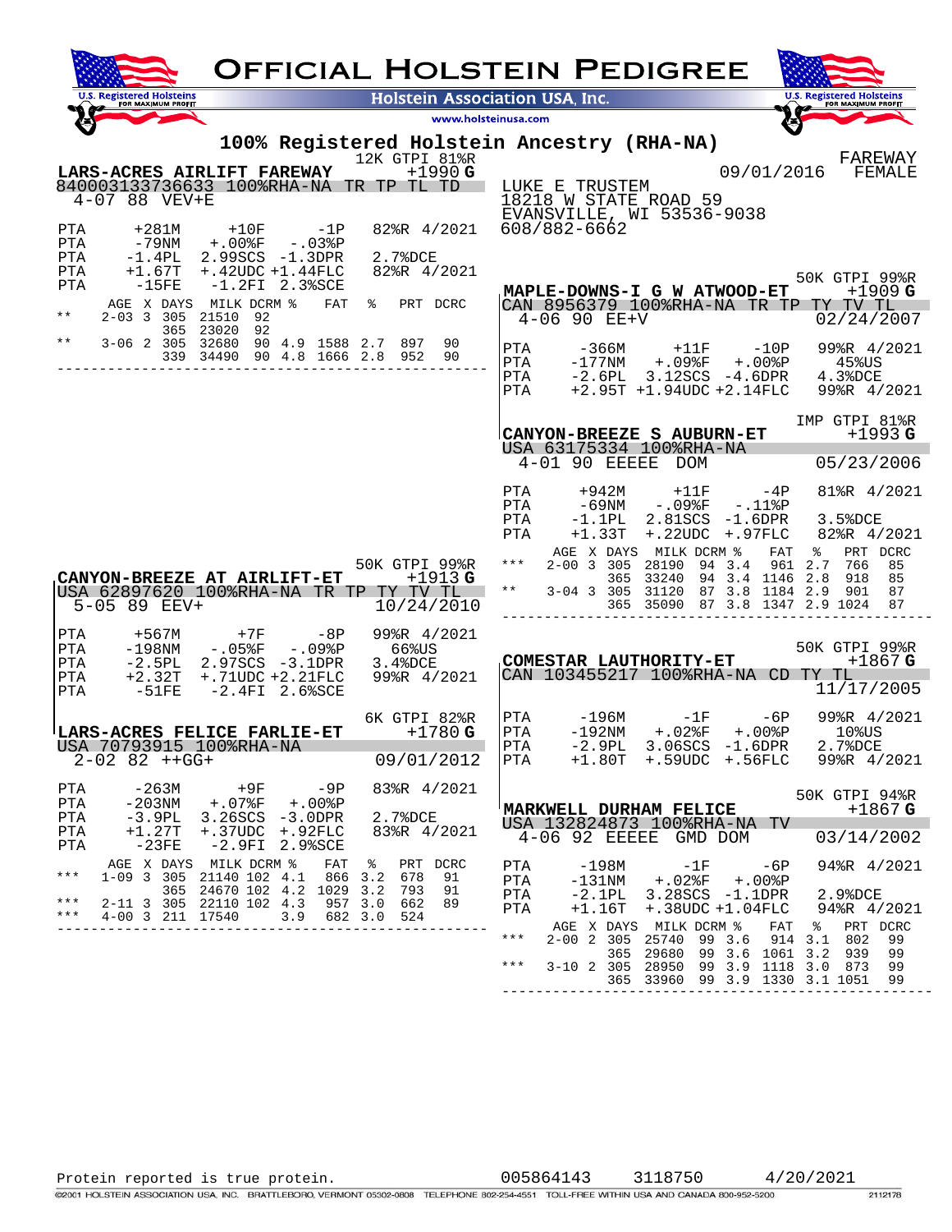# Official Holstein Pedigree

**Holstein Association USA, Inc.**

www.holsteinusa.com

## 100% Registered Holstein Ancestry (RHA-NA)

FAREWAY FEMALE

### LARS-ACRES AIRLIFT FAREWAY
12K GTPI 81%R **+1990 G**

840003133736633 100%RHA-NA TR TP TL TD
4-07 88 VEV+E — 09/01/2016

LUKE E TRUSTEM
18218 W STATE ROAD 59
EVANSVILLE, WI 53536-9038
608/882-6662

```
PTA     +281M      +10F       -1P     82%R 4/2021
PTA      -79NM    +.00%F    -.03%P
PTA     -1.4PL    2.99SCS  -1.3DPR     2.7%DCE
PTA    +1.67T    +.42UDC +1.44FLC     82%R 4/2021
PTA      -15FE     -1.2FI  2.3%SCE
```

|  | AGE | X | DAYS | MILK | DCRM % | | FAT | % | PRT | DCRC |
|---|---|---|---|---|---|---|---|---|---|---|
| ** | 2-03 | 3 | 305 | 21510 | 92 | | | | | |
| | | | 365 | 23020 | 92 | | | | | |
| ** | 3-06 | 2 | 305 | 32680 | 90 | 4.9 | 1588 | 2.7 | 897 | 90 |
| | | | 339 | 34490 | 90 | 4.8 | 1666 | 2.8 | 952 | 90 |

### CANYON-BREEZE AT AIRLIFT-ET
50K GTPI 99%R **+1913 G**

USA 62897620 100%RHA-NA TR TP TY TV TL
5-05 89 EEV+ — 10/24/2010

```
PTA     +567M       +7F       -8P     99%R 4/2021
PTA     -198NM    -.05%F    -.09%P      66%US
PTA     -2.5PL    2.97SCS  -3.1DPR     3.4%DCE
PTA    +2.32T    +.71UDC +2.21FLC     99%R 4/2021
PTA      -51FE     -2.4FI  2.6%SCE
```

### LARS-ACRES FELICE FARLIE-ET
6K GTPI 82%R **+1780 G**

USA 70793915 100%RHA-NA
2-02 82 ++GG+ — 09/01/2012

```
PTA     -263M       +9F       -9P     83%R 4/2021
PTA     -203NM    +.07%F    +.00%P
PTA     -3.9PL    3.26SCS  -3.0DPR     2.7%DCE
PTA    +1.27T    +.37UDC  +.92FLC     83%R 4/2021
PTA      -23FE     -2.9FI  2.9%SCE
```

|  | AGE | X | DAYS | MILK | DCRM % | | FAT | % | PRT | DCRC |
|---|---|---|---|---|---|---|---|---|---|---|
| *** | 1-09 | 3 | 305 | 21140 | 102 | 4.1 | 866 | 3.2 | 678 | 91 |
| | | | 365 | 24670 | 102 | 4.2 | 1029 | 3.2 | 793 | 91 |
| *** | 2-11 | 3 | 305 | 22110 | 102 | 4.3 | 957 | 3.0 | 662 | 89 |
| *** | 4-00 | 3 | 211 | 17540 | | 3.9 | 682 | 3.0 | 524 | |

### MAPLE-DOWNS-I G W ATWOOD-ET
50K GTPI 99%R **+1909 G**

CAN 8956379 100%RHA-NA TR TP TY TV TL
4-06 90 EE+V — 02/24/2007

```
PTA     -366M      +11F      -10P     99%R 4/2021
PTA     -177NM    +.09%F    +.00%P      45%US
PTA     -2.6PL    3.12SCS  -4.6DPR     4.3%DCE
PTA    +2.95T   +1.94UDC +2.14FLC     99%R 4/2021
```

### CANYON-BREEZE S AUBURN-ET
IMP GTPI 81%R **+1993 G**

USA 63175334 100%RHA-NA
4-01 90 EEEEE DOM — 05/23/2006

```
PTA     +942M      +11F       -4P     81%R 4/2021
PTA      -69NM    -.09%F    -.11%P
PTA     -1.1PL    2.81SCS  -1.6DPR     3.5%DCE
PTA    +1.33T    +.22UDC  +.97FLC     82%R 4/2021
```

|  | AGE | X | DAYS | MILK | DCRM % | | FAT | % | PRT | DCRC |
|---|---|---|---|---|---|---|---|---|---|---|
| *** | 2-00 | 3 | 305 | 28190 | 94 | 3.4 | 961 | 2.7 | 766 | 85 |
| | | | 365 | 33240 | 94 | 3.4 | 1146 | 2.8 | 918 | 85 |
| ** | 3-04 | 3 | 305 | 31120 | 87 | 3.8 | 1184 | 2.9 | 901 | 87 |
| | | | 365 | 35090 | 87 | 3.8 | 1347 | 2.9 | 1024 | 87 |

### COMESTAR LAUTHORITY-ET
50K GTPI 99%R **+1867 G**

CAN 103455217 100%RHA-NA CD TY TL
11/17/2005

```
PTA     -196M       -1F       -6P     99%R 4/2021
PTA     -192NM    +.02%F    +.00%P      10%US
PTA     -2.9PL    3.06SCS  -1.6DPR     2.7%DCE
PTA    +1.80T    +.59UDC  +.56FLC     99%R 4/2021
```

### MARKWELL DURHAM FELICE
50K GTPI 94%R **+1867 G**

USA 132824873 100%RHA-NA TV
4-06 92 EEEEE GMD DOM — 03/14/2002

```
PTA     -198M       -1F       -6P     94%R 4/2021
PTA     -131NM    +.02%F    +.00%P
PTA     -2.1PL    3.28SCS  -1.1DPR     2.9%DCE
PTA    +1.16T    +.38UDC +1.04FLC     94%R 4/2021
```

|  | AGE | X | DAYS | MILK | DCRM % | | FAT | % | PRT | DCRC |
|---|---|---|---|---|---|---|---|---|---|---|
| *** | 2-00 | 2 | 305 | 25740 | 99 | 3.6 | 914 | 3.1 | 802 | 99 |
| | | | 365 | 29680 | 99 | 3.6 | 1061 | 3.2 | 939 | 99 |
| *** | 3-10 | 2 | 305 | 28950 | 99 | 3.9 | 1118 | 3.0 | 873 | 99 |
| | | | 365 | 33960 | 99 | 3.9 | 1330 | 3.1 | 1051 | 99 |

Protein reported is true protein. — 005864143 — 3118750 — 4/20/2021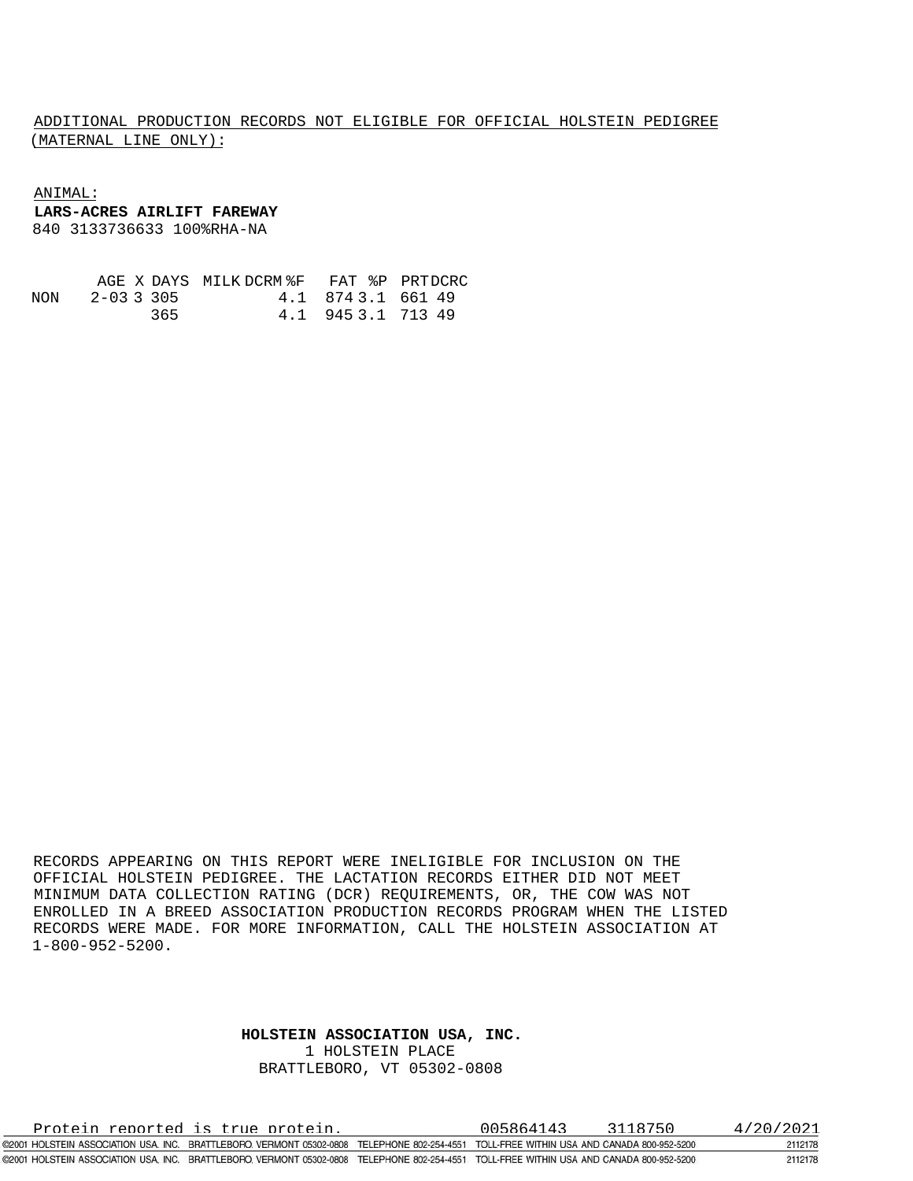ADDITIONAL PRODUCTION RECORDS NOT ELIGIBLE FOR OFFICIAL HOLSTEIN PEDIGREE (MATERNAL LINE ONLY):

ANIMAL:
**LARS-ACRES AIRLIFT FAREWAY**
840 3133736633 100%RHA-NA

| | AGE | X | DAYS | MILK | DCRM | %F | FAT | %P | PRT | DCRC |
|---|---|---|---|---|---|---|---|---|---|---|
| NON | 2-03 | 3 | 305 | | | 4.1 | 874 | 3.1 | 661 | 49 |
| | | | 365 | | | 4.1 | 945 | 3.1 | 713 | 49 |

RECORDS APPEARING ON THIS REPORT WERE INELIGIBLE FOR INCLUSION ON THE OFFICIAL HOLSTEIN PEDIGREE. THE LACTATION RECORDS EITHER DID NOT MEET MINIMUM DATA COLLECTION RATING (DCR) REQUIREMENTS, OR, THE COW WAS NOT ENROLLED IN A BREED ASSOCIATION PRODUCTION RECORDS PROGRAM WHEN THE LISTED RECORDS WERE MADE. FOR MORE INFORMATION, CALL THE HOLSTEIN ASSOCIATION AT 1-800-952-5200.

**HOLSTEIN ASSOCIATION USA, INC.**
1 HOLSTEIN PLACE
BRATTLEBORO, VT 05302-0808

Protein reported is true protein. 005864143 3118750 4/20/2021